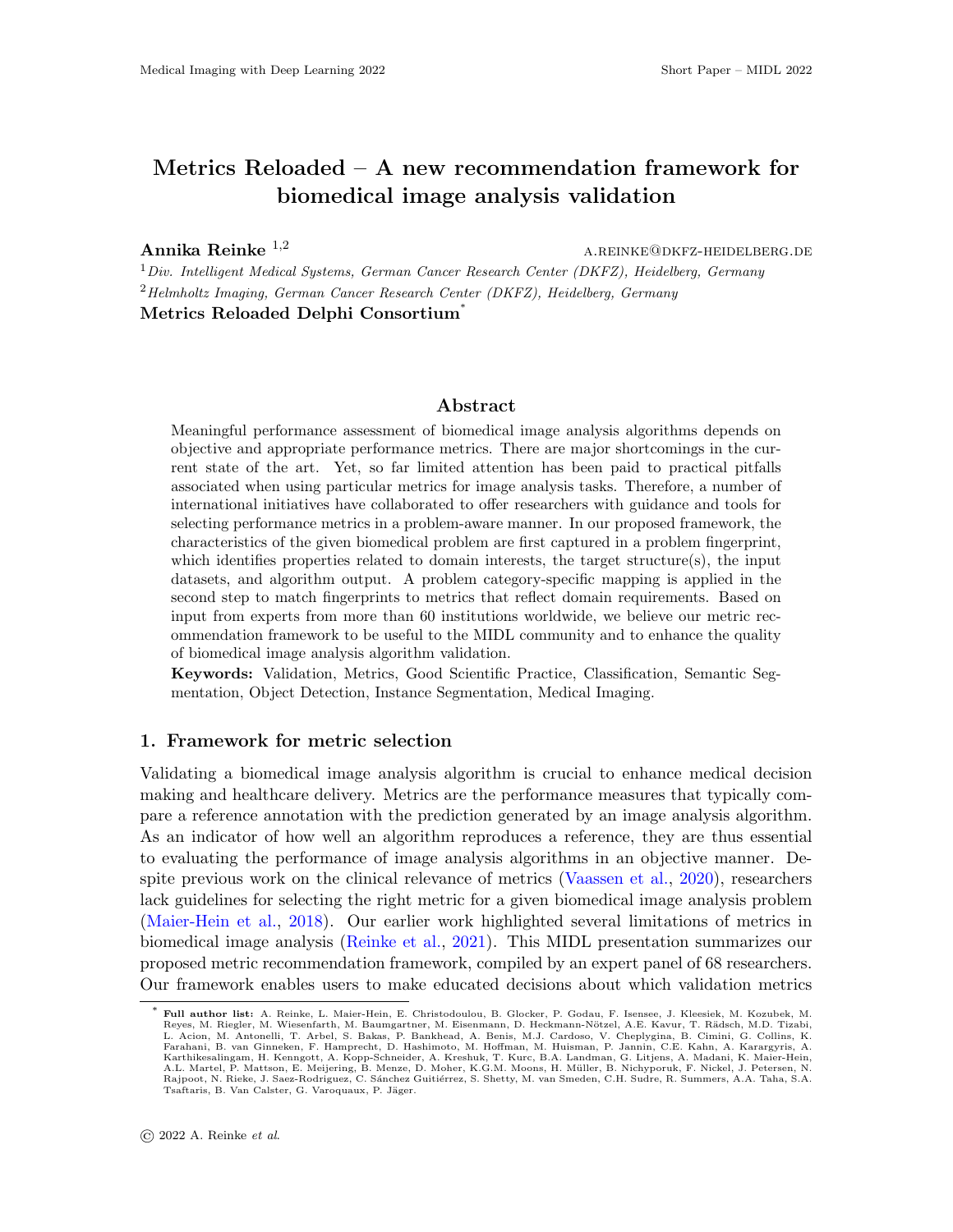# Metrics Reloaded – A new recommendation framework for biomedical image analysis validation

**Annika Reinke** [1,2] A.REINKE@DKFZ-HEIDELBERG.DE

[1] *Div. Intelligent Medical Systems, German Cancer Research Center (DKFZ), Heidelberg, Germany*
[2] *Helmholtz Imaging, German Cancer Research Center (DKFZ), Heidelberg, Germany*

**Metrics Reloaded Delphi Consortium**[*]

## Abstract

Meaningful performance assessment of biomedical image analysis algorithms depends on objective and appropriate performance metrics. There are major shortcomings in the current state of the art. Yet, so far limited attention has been paid to practical pitfalls associated when using particular metrics for image analysis tasks. Therefore, a number of international initiatives have collaborated to offer researchers with guidance and tools for selecting performance metrics in a problem-aware manner. In our proposed framework, the characteristics of the given biomedical problem are first captured in a problem fingerprint, which identifies properties related to domain interests, the target structure(s), the input datasets, and algorithm output. A problem category-specific mapping is applied in the second step to match fingerprints to metrics that reflect domain requirements. Based on input from experts from more than 60 institutions worldwide, we believe our metric recommendation framework to be useful to the MIDL community and to enhance the quality of biomedical image analysis algorithm validation.

**Keywords:** Validation, Metrics, Good Scientific Practice, Classification, Semantic Segmentation, Object Detection, Instance Segmentation, Medical Imaging.

## 1. Framework for metric selection

Validating a biomedical image analysis algorithm is crucial to enhance medical decision making and healthcare delivery. Metrics are the performance measures that typically compare a reference annotation with the prediction generated by an image analysis algorithm. As an indicator of how well an algorithm reproduces a reference, they are thus essential to evaluating the performance of image analysis algorithms in an objective manner. Despite previous work on the clinical relevance of metrics (Vaassen et al., 2020), researchers lack guidelines for selecting the right metric for a given biomedical image analysis problem (Maier-Hein et al., 2018). Our earlier work highlighted several limitations of metrics in biomedical image analysis (Reinke et al., 2021). This MIDL presentation summarizes our proposed metric recommendation framework, compiled by an expert panel of 68 researchers. Our framework enables users to make educated decisions about which validation metrics

[*] **Full author list:** A. Reinke, L. Maier-Hein, E. Christodoulou, B. Glocker, P. Godau, F. Isensee, J. Kleesiek, M. Kozubek, M. Reyes, M. Riegler, M. Wiesenfarth, M. Baumgartner, M. Eisenmann, D. Heckmann-Nötzel, A.E. Kavur, T. Rädsch, M.D. Tizabi, L. Acion, M. Antonelli, T. Arbel, S. Bakas, P. Bankhead, A. Benis, M.J. Cardoso, V. Cheplygina, B. Cimini, G. Collins, K. Farahani, B. van Ginneken, F. Hamprecht, D. Hashimoto, M. Hoffman, M. Huisman, P. Jannin, C.E. Kahn, A. Karargyris, A. Karthikesalingam, H. Kenngott, A. Kopp-Schneider, A. Kreshuk, T. Kurc, B.A. Landman, G. Litjens, A. Madani, K. Maier-Hein, A.L. Martel, P. Mattson, E. Meijering, B. Menze, D. Moher, K.G.M. Moons, H. Müller, B. Nichyporuk, F. Nickel, J. Petersen, N. Rajpoot, N. Rieke, J. Saez-Rodriguez, C. Sánchez Guitiérrez, S. Shetty, M. van Smeden, C.H. Sudre, R. Summers, A.A. Taha, S.A. Tsaftaris, B. Van Calster, G. Varoquaux, P. Jäger.

© 2022 A. Reinke *et al*.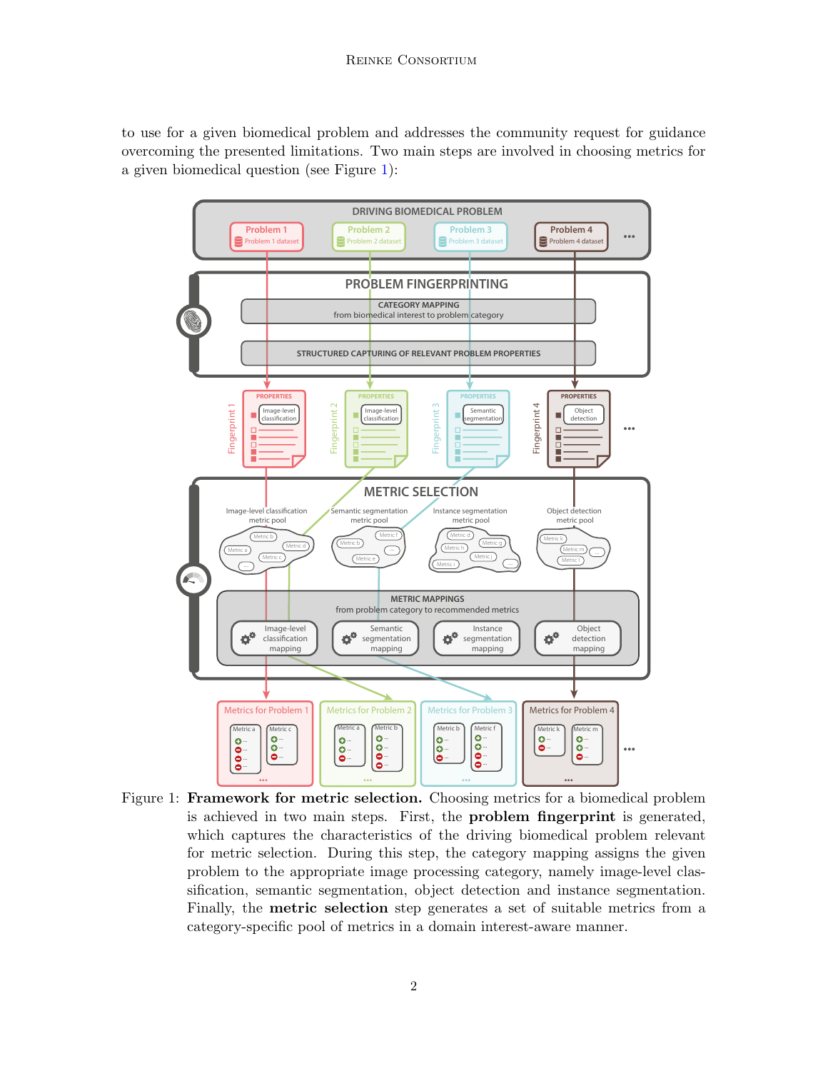to use for a given biomedical problem and addresses the community request for guidance overcoming the presented limitations. Two main steps are involved in choosing metrics for a given biomedical question (see Figure 1):

Figure 1: **Framework for metric selection.** Choosing metrics for a biomedical problem is achieved in two main steps. First, the **problem fingerprint** is generated, which captures the characteristics of the driving biomedical problem relevant for metric selection. During this step, the category mapping assigns the given problem to the appropriate image processing category, namely image-level classification, semantic segmentation, object detection and instance segmentation. Finally, the **metric selection** step generates a set of suitable metrics from a category-specific pool of metrics in a domain interest-aware manner.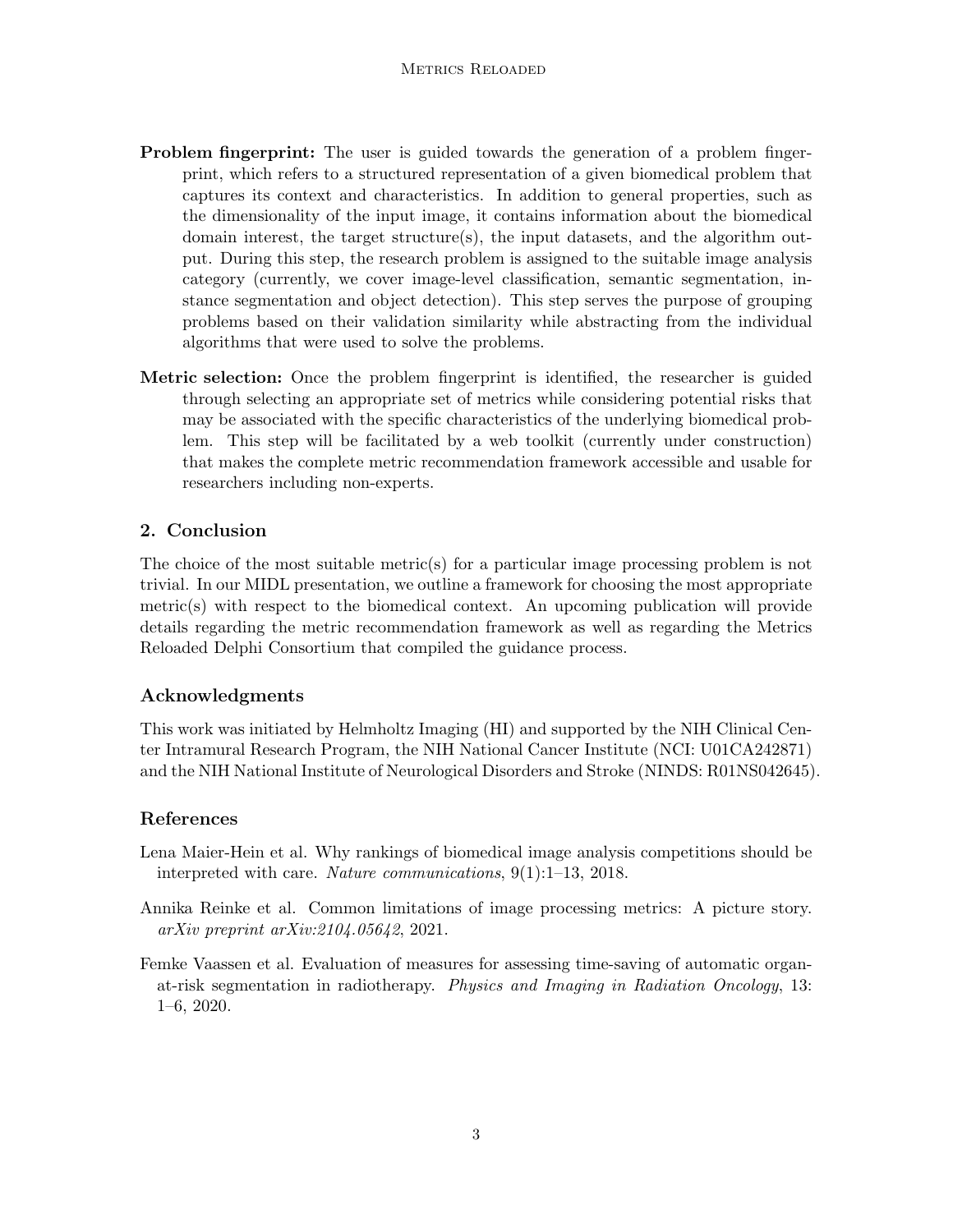**Problem fingerprint:** The user is guided towards the generation of a problem fingerprint, which refers to a structured representation of a given biomedical problem that captures its context and characteristics. In addition to general properties, such as the dimensionality of the input image, it contains information about the biomedical domain interest, the target structure(s), the input datasets, and the algorithm output. During this step, the research problem is assigned to the suitable image analysis category (currently, we cover image-level classification, semantic segmentation, instance segmentation and object detection). This step serves the purpose of grouping problems based on their validation similarity while abstracting from the individual algorithms that were used to solve the problems.

**Metric selection:** Once the problem fingerprint is identified, the researcher is guided through selecting an appropriate set of metrics while considering potential risks that may be associated with the specific characteristics of the underlying biomedical problem. This step will be facilitated by a web toolkit (currently under construction) that makes the complete metric recommendation framework accessible and usable for researchers including non-experts.

## 2. Conclusion

The choice of the most suitable metric(s) for a particular image processing problem is not trivial. In our MIDL presentation, we outline a framework for choosing the most appropriate metric(s) with respect to the biomedical context. An upcoming publication will provide details regarding the metric recommendation framework as well as regarding the Metrics Reloaded Delphi Consortium that compiled the guidance process.

## Acknowledgments

This work was initiated by Helmholtz Imaging (HI) and supported by the NIH Clinical Center Intramural Research Program, the NIH National Cancer Institute (NCI: U01CA242871) and the NIH National Institute of Neurological Disorders and Stroke (NINDS: R01NS042645).

## References

Lena Maier-Hein et al. Why rankings of biomedical image analysis competitions should be interpreted with care. *Nature communications*, 9(1):1–13, 2018.

Annika Reinke et al. Common limitations of image processing metrics: A picture story. *arXiv preprint arXiv:2104.05642*, 2021.

Femke Vaassen et al. Evaluation of measures for assessing time-saving of automatic organ-at-risk segmentation in radiotherapy. *Physics and Imaging in Radiation Oncology*, 13: 1–6, 2020.